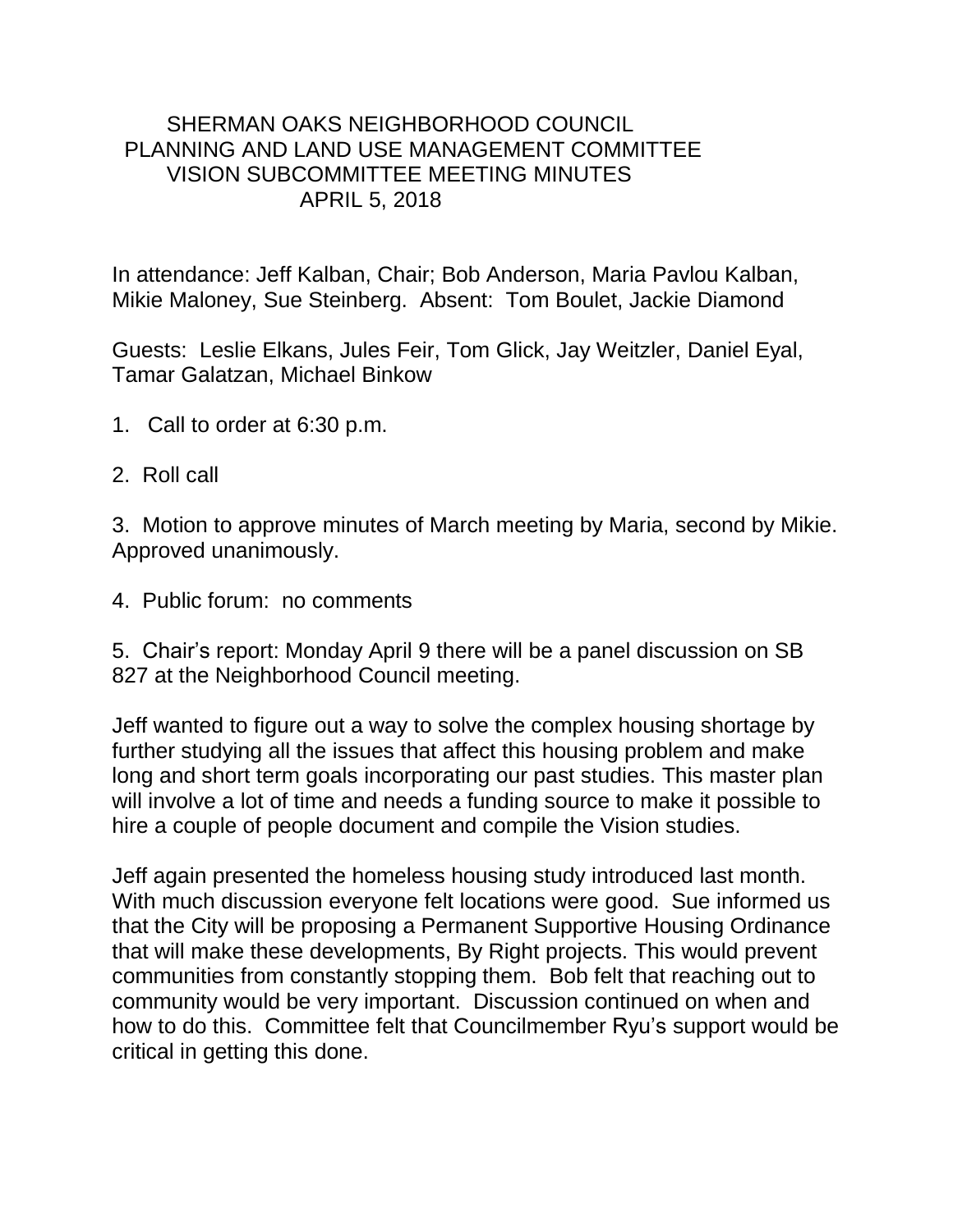# SHERMAN OAKS NEIGHBORHOOD COUNCIL
## PLANNING AND LAND USE MANAGEMENT COMMITTEE
## VISION SUBCOMMITTEE MEETING MINUTES
### APRIL 5, 2018

In attendance: Jeff Kalban, Chair; Bob Anderson, Maria Pavlou Kalban, Mikie Maloney, Sue Steinberg. Absent: Tom Boulet, Jackie Diamond

Guests: Leslie Elkans, Jules Feir, Tom Glick, Jay Weitzler, Daniel Eyal, Tamar Galatzan, Michael Binkow

1. Call to order at 6:30 p.m.

2. Roll call

3. Motion to approve minutes of March meeting by Maria, second by Mikie. Approved unanimously.

4. Public forum: no comments

5. Chair's report: Monday April 9 there will be a panel discussion on SB 827 at the Neighborhood Council meeting.

Jeff wanted to figure out a way to solve the complex housing shortage by further studying all the issues that affect this housing problem and make long and short term goals incorporating our past studies. This master plan will involve a lot of time and needs a funding source to make it possible to hire a couple of people document and compile the Vision studies.

Jeff again presented the homeless housing study introduced last month. With much discussion everyone felt locations were good. Sue informed us that the City will be proposing a Permanent Supportive Housing Ordinance that will make these developments, By Right projects. This would prevent communities from constantly stopping them. Bob felt that reaching out to community would be very important. Discussion continued on when and how to do this. Committee felt that Councilmember Ryu's support would be critical in getting this done.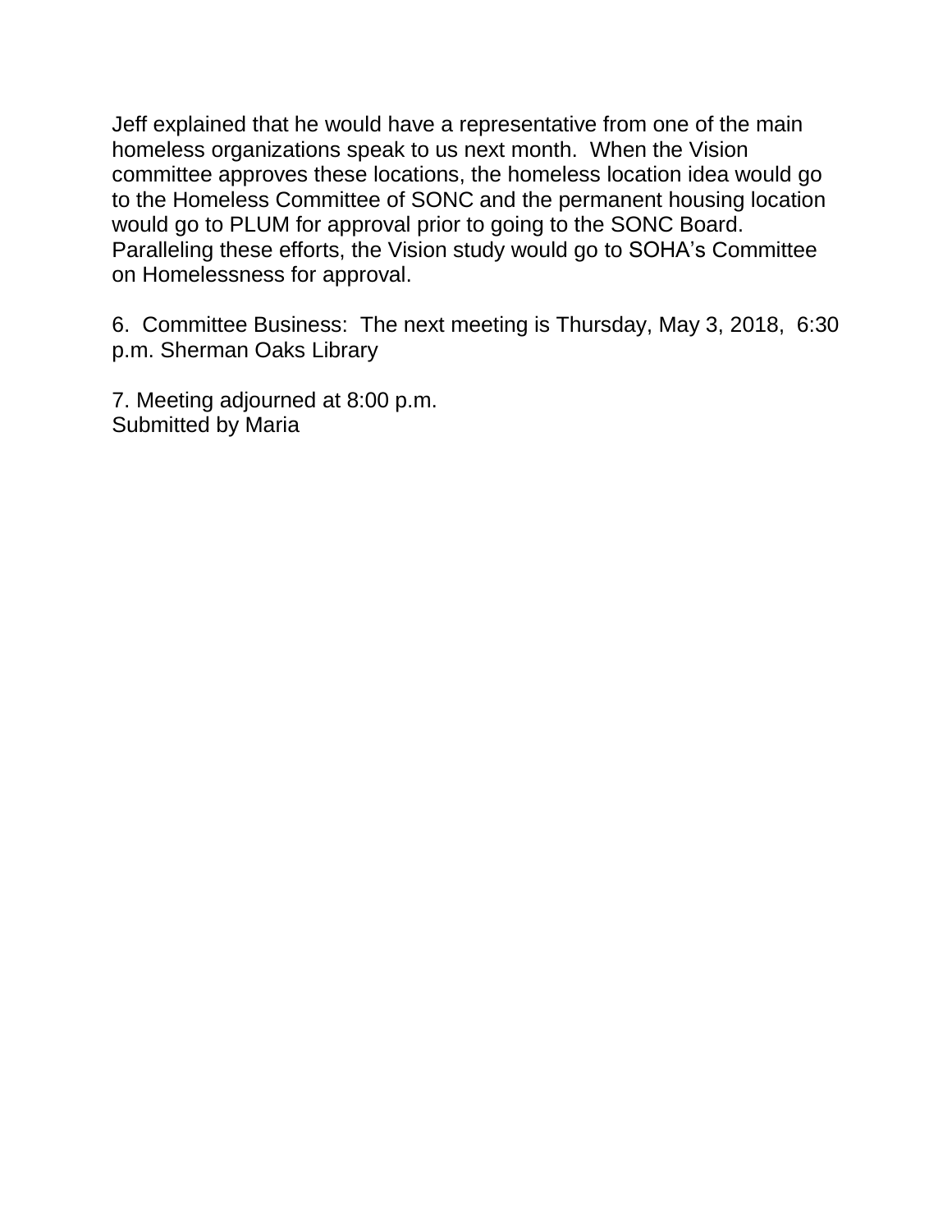Jeff explained that he would have a representative from one of the main homeless organizations speak to us next month. When the Vision committee approves these locations, the homeless location idea would go to the Homeless Committee of SONC and the permanent housing location would go to PLUM for approval prior to going to the SONC Board. Paralleling these efforts, the Vision study would go to SOHA's Committee on Homelessness for approval.

6. Committee Business: The next meeting is Thursday, May 3, 2018, 6:30 p.m. Sherman Oaks Library

7. Meeting adjourned at 8:00 p.m.
Submitted by Maria